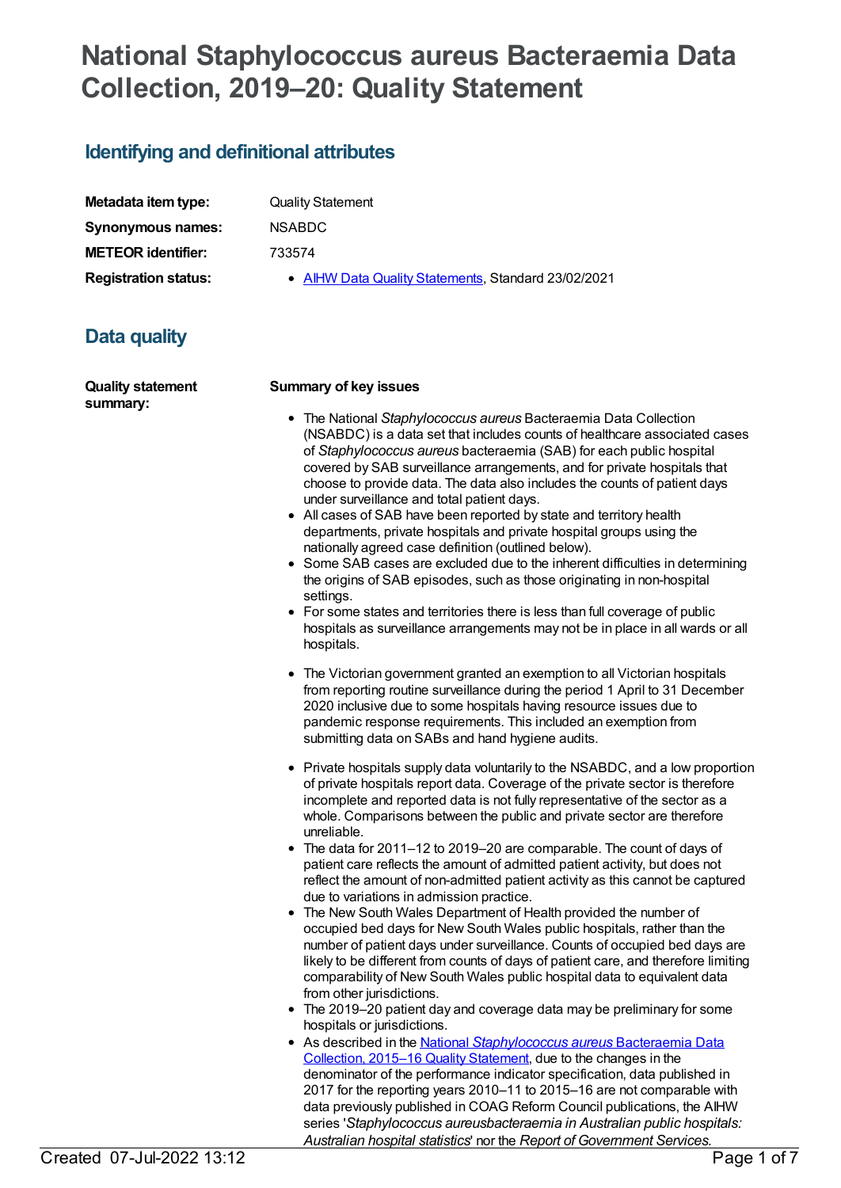# National Staphylococcus aureus Bacteraemia Data Collection, 2019–20: Quality Statement

## Identifying and definitional attributes

| | |
|---|---|
| **Metadata item type:** | Quality Statement |
| **Synonymous names:** | NSABDC |
| **METEOR identifier:** | 733574 |
| **Registration status:** | • AIHW Data Quality Statements, Standard 23/02/2021 |

## Data quality

**Quality statement summary:**

**Summary of key issues**

- The National *Staphylococcus aureus* Bacteraemia Data Collection (NSABDC) is a data set that includes counts of healthcare associated cases of *Staphylococcus aureus* bacteraemia (SAB) for each public hospital covered by SAB surveillance arrangements, and for private hospitals that choose to provide data. The data also includes the counts of patient days under surveillance and total patient days.
- All cases of SAB have been reported by state and territory health departments, private hospitals and private hospital groups using the nationally agreed case definition (outlined below).
- Some SAB cases are excluded due to the inherent difficulties in determining the origins of SAB episodes, such as those originating in non-hospital settings.
- For some states and territories there is less than full coverage of public hospitals as surveillance arrangements may not be in place in all wards or all hospitals.
- The Victorian government granted an exemption to all Victorian hospitals from reporting routine surveillance during the period 1 April to 31 December 2020 inclusive due to some hospitals having resource issues due to pandemic response requirements. This included an exemption from submitting data on SABs and hand hygiene audits.
- Private hospitals supply data voluntarily to the NSABDC, and a low proportion of private hospitals report data. Coverage of the private sector is therefore incomplete and reported data is not fully representative of the sector as a whole. Comparisons between the public and private sector are therefore unreliable.
- The data for 2011–12 to 2019–20 are comparable. The count of days of patient care reflects the amount of admitted patient activity, but does not reflect the amount of non-admitted patient activity as this cannot be captured due to variations in admission practice.
- The New South Wales Department of Health provided the number of occupied bed days for New South Wales public hospitals, rather than the number of patient days under surveillance. Counts of occupied bed days are likely to be different from counts of days of patient care, and therefore limiting comparability of New South Wales public hospital data to equivalent data from other jurisdictions.
- The 2019–20 patient day and coverage data may be preliminary for some hospitals or jurisdictions.
- As described in the National *Staphylococcus aureus* Bacteraemia Data Collection, 2015–16 Quality Statement, due to the changes in the denominator of the performance indicator specification, data published in 2017 for the reporting years 2010–11 to 2015–16 are not comparable with data previously published in COAG Reform Council publications, the AIHW series '*Staphylococcus aureusbacteraemia in Australian public hospitals: Australian hospital statistics*' nor the *Report of Government Services.*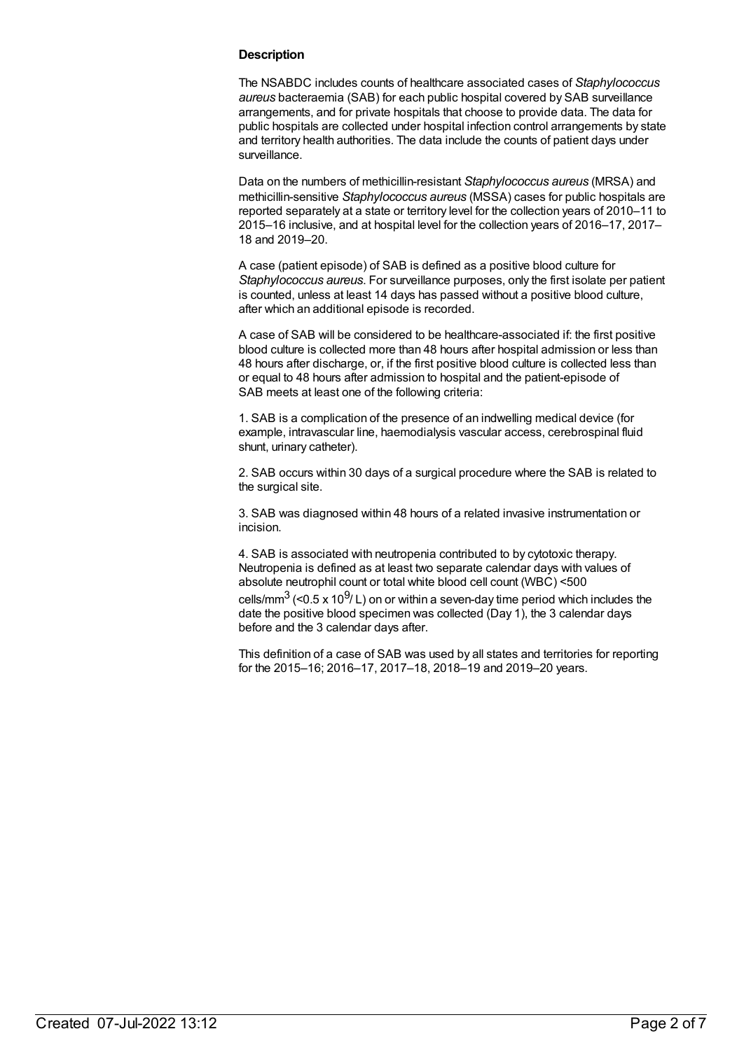**Description**

The NSABDC includes counts of healthcare associated cases of *Staphylococcus aureus* bacteraemia (SAB) for each public hospital covered by SAB surveillance arrangements, and for private hospitals that choose to provide data. The data for public hospitals are collected under hospital infection control arrangements by state and territory health authorities. The data include the counts of patient days under surveillance.

Data on the numbers of methicillin-resistant *Staphylococcus aureus* (MRSA) and methicillin-sensitive *Staphylococcus aureus* (MSSA) cases for public hospitals are reported separately at a state or territory level for the collection years of 2010–11 to 2015–16 inclusive, and at hospital level for the collection years of 2016–17, 2017–18 and 2019–20.

A case (patient episode) of SAB is defined as a positive blood culture for *Staphylococcus aureus*. For surveillance purposes, only the first isolate per patient is counted, unless at least 14 days has passed without a positive blood culture, after which an additional episode is recorded.

A case of SAB will be considered to be healthcare-associated if: the first positive blood culture is collected more than 48 hours after hospital admission or less than 48 hours after discharge, or, if the first positive blood culture is collected less than or equal to 48 hours after admission to hospital and the patient-episode of SAB meets at least one of the following criteria:

1. SAB is a complication of the presence of an indwelling medical device (for example, intravascular line, haemodialysis vascular access, cerebrospinal fluid shunt, urinary catheter).

2. SAB occurs within 30 days of a surgical procedure where the SAB is related to the surgical site.

3. SAB was diagnosed within 48 hours of a related invasive instrumentation or incision.

4. SAB is associated with neutropenia contributed to by cytotoxic therapy. Neutropenia is defined as at least two separate calendar days with values of absolute neutrophil count or total white blood cell count (WBC) <500 cells/$mm^3$ (<0.5 x $10^9$/ L) on or within a seven-day time period which includes the date the positive blood specimen was collected (Day 1), the 3 calendar days before and the 3 calendar days after.

This definition of a case of SAB was used by all states and territories for reporting for the 2015–16; 2016–17, 2017–18, 2018–19 and 2019–20 years.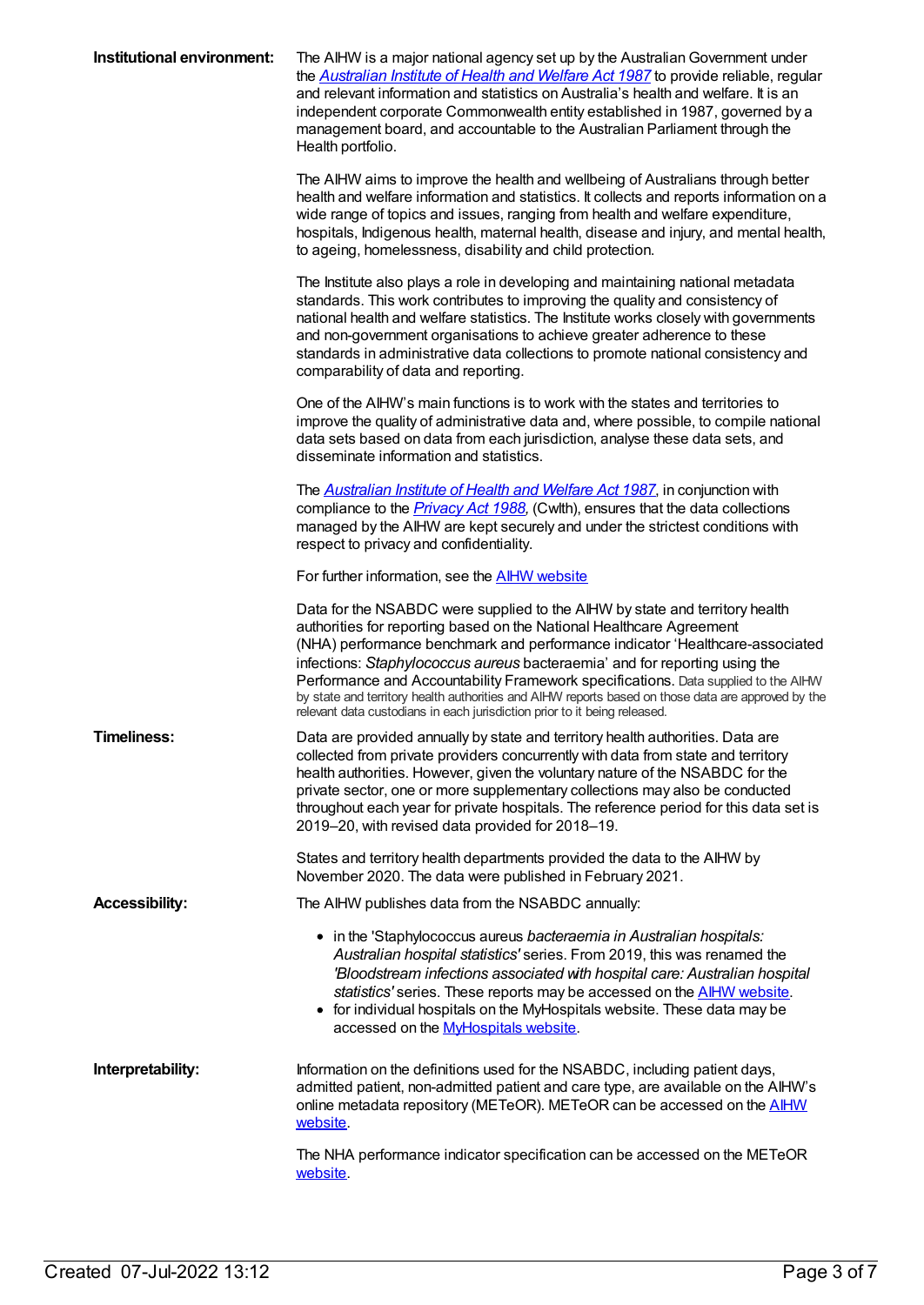**Institutional environment:**

The AIHW is a major national agency set up by the Australian Government under the *Australian Institute of Health and Welfare Act 1987* to provide reliable, regular and relevant information and statistics on Australia's health and welfare. It is an independent corporate Commonwealth entity established in 1987, governed by a management board, and accountable to the Australian Parliament through the Health portfolio.

The AIHW aims to improve the health and wellbeing of Australians through better health and welfare information and statistics. It collects and reports information on a wide range of topics and issues, ranging from health and welfare expenditure, hospitals, Indigenous health, maternal health, disease and injury, and mental health, to ageing, homelessness, disability and child protection.

The Institute also plays a role in developing and maintaining national metadata standards. This work contributes to improving the quality and consistency of national health and welfare statistics. The Institute works closely with governments and non-government organisations to achieve greater adherence to these standards in administrative data collections to promote national consistency and comparability of data and reporting.

One of the AIHW's main functions is to work with the states and territories to improve the quality of administrative data and, where possible, to compile national data sets based on data from each jurisdiction, analyse these data sets, and disseminate information and statistics.

The *Australian Institute of Health and Welfare Act 1987*, in conjunction with compliance to the *Privacy Act 1988*, (Cwlth), ensures that the data collections managed by the AIHW are kept securely and under the strictest conditions with respect to privacy and confidentiality.

For further information, see the AIHW website

Data for the NSABDC were supplied to the AIHW by state and territory health authorities for reporting based on the National Healthcare Agreement (NHA) performance benchmark and performance indicator 'Healthcare-associated infections: *Staphylococcus aureus* bacteraemia' and for reporting using the Performance and Accountability Framework specifications. Data supplied to the AIHW by state and territory health authorities and AIHW reports based on those data are approved by the relevant data custodians in each jurisdiction prior to it being released.

**Timeliness:**

Data are provided annually by state and territory health authorities. Data are collected from private providers concurrently with data from state and territory health authorities. However, given the voluntary nature of the NSABDC for the private sector, one or more supplementary collections may also be conducted throughout each year for private hospitals. The reference period for this data set is 2019–20, with revised data provided for 2018–19.

States and territory health departments provided the data to the AIHW by November 2020. The data were published in February 2021.

**Accessibility:**

The AIHW publishes data from the NSABDC annually:

- in the 'Staphylococcus aureus *bacteraemia in Australian hospitals: Australian hospital statistics'* series. From 2019, this was renamed the *'Bloodstream infections associated with hospital care: Australian hospital statistics'* series. These reports may be accessed on the AIHW website.
- for individual hospitals on the MyHospitals website. These data may be accessed on the MyHospitals website.

**Interpretability:**

Information on the definitions used for the NSABDC, including patient days, admitted patient, non-admitted patient and care type, are available on the AIHW's online metadata repository (METeOR). METeOR can be accessed on the AIHW website.

The NHA performance indicator specification can be accessed on the METeOR website.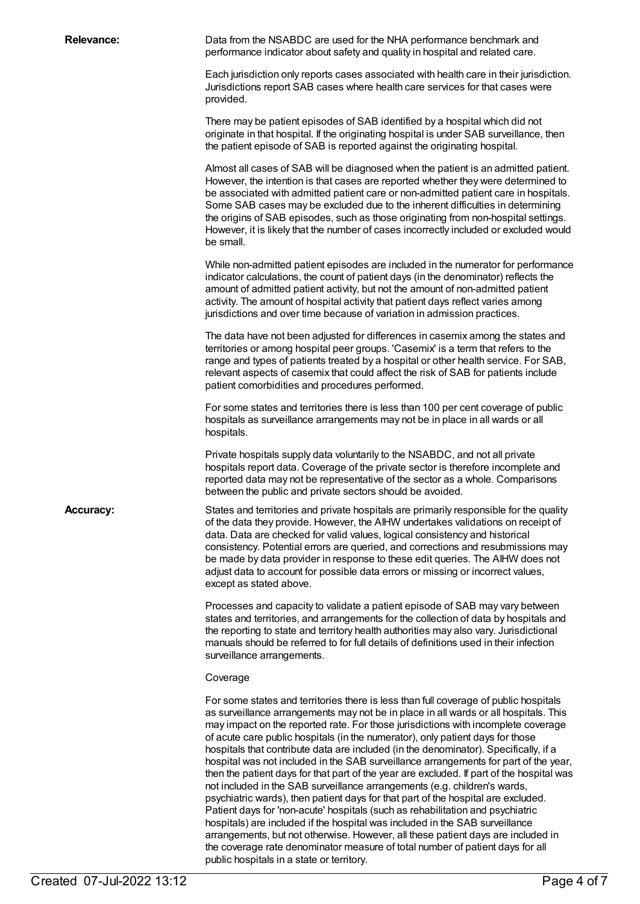**Relevance:**

Data from the NSABDC are used for the NHA performance benchmark and performance indicator about safety and quality in hospital and related care.

Each jurisdiction only reports cases associated with health care in their jurisdiction. Jurisdictions report SAB cases where health care services for that cases were provided.

There may be patient episodes of SAB identified by a hospital which did not originate in that hospital. If the originating hospital is under SAB surveillance, then the patient episode of SAB is reported against the originating hospital.

Almost all cases of SAB will be diagnosed when the patient is an admitted patient. However, the intention is that cases are reported whether they were determined to be associated with admitted patient care or non-admitted patient care in hospitals. Some SAB cases may be excluded due to the inherent difficulties in determining the origins of SAB episodes, such as those originating from non-hospital settings. However, it is likely that the number of cases incorrectly included or excluded would be small.

While non-admitted patient episodes are included in the numerator for performance indicator calculations, the count of patient days (in the denominator) reflects the amount of admitted patient activity, but not the amount of non-admitted patient activity. The amount of hospital activity that patient days reflect varies among jurisdictions and over time because of variation in admission practices.

The data have not been adjusted for differences in casemix among the states and territories or among hospital peer groups. 'Casemix' is a term that refers to the range and types of patients treated by a hospital or other health service. For SAB, relevant aspects of casemix that could affect the risk of SAB for patients include patient comorbidities and procedures performed.

For some states and territories there is less than 100 per cent coverage of public hospitals as surveillance arrangements may not be in place in all wards or all hospitals.

Private hospitals supply data voluntarily to the NSABDC, and not all private hospitals report data. Coverage of the private sector is therefore incomplete and reported data may not be representative of the sector as a whole. Comparisons between the public and private sectors should be avoided.

**Accuracy:**

States and territories and private hospitals are primarily responsible for the quality of the data they provide. However, the AIHW undertakes validations on receipt of data. Data are checked for valid values, logical consistency and historical consistency. Potential errors are queried, and corrections and resubmissions may be made by data provider in response to these edit queries. The AIHW does not adjust data to account for possible data errors or missing or incorrect values, except as stated above.

Processes and capacity to validate a patient episode of SAB may vary between states and territories, and arrangements for the collection of data by hospitals and the reporting to state and territory health authorities may also vary. Jurisdictional manuals should be referred to for full details of definitions used in their infection surveillance arrangements.

Coverage

For some states and territories there is less than full coverage of public hospitals as surveillance arrangements may not be in place in all wards or all hospitals. This may impact on the reported rate. For those jurisdictions with incomplete coverage of acute care public hospitals (in the numerator), only patient days for those hospitals that contribute data are included (in the denominator). Specifically, if a hospital was not included in the SAB surveillance arrangements for part of the year, then the patient days for that part of the year are excluded. If part of the hospital was not included in the SAB surveillance arrangements (e.g. children's wards, psychiatric wards), then patient days for that part of the hospital are excluded. Patient days for 'non-acute' hospitals (such as rehabilitation and psychiatric hospitals) are included if the hospital was included in the SAB surveillance arrangements, but not otherwise. However, all these patient days are included in the coverage rate denominator measure of total number of patient days for all public hospitals in a state or territory.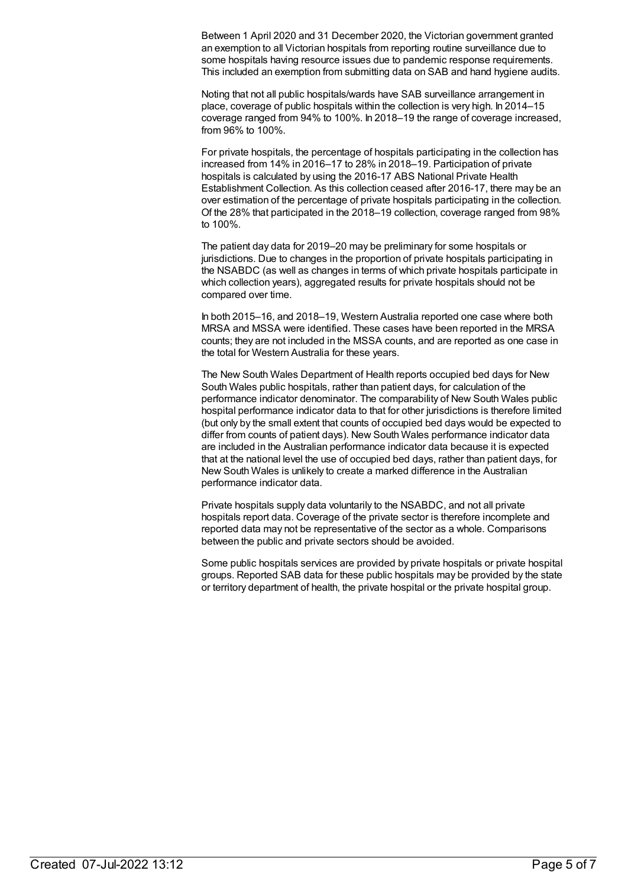Between 1 April 2020 and 31 December 2020, the Victorian government granted an exemption to all Victorian hospitals from reporting routine surveillance due to some hospitals having resource issues due to pandemic response requirements. This included an exemption from submitting data on SAB and hand hygiene audits.

Noting that not all public hospitals/wards have SAB surveillance arrangement in place, coverage of public hospitals within the collection is very high. In 2014–15 coverage ranged from 94% to 100%. In 2018–19 the range of coverage increased, from 96% to 100%.

For private hospitals, the percentage of hospitals participating in the collection has increased from 14% in 2016–17 to 28% in 2018–19. Participation of private hospitals is calculated by using the 2016-17 ABS National Private Health Establishment Collection. As this collection ceased after 2016-17, there may be an over estimation of the percentage of private hospitals participating in the collection. Of the 28% that participated in the 2018–19 collection, coverage ranged from 98% to 100%.

The patient day data for 2019–20 may be preliminary for some hospitals or jurisdictions. Due to changes in the proportion of private hospitals participating in the NSABDC (as well as changes in terms of which private hospitals participate in which collection years), aggregated results for private hospitals should not be compared over time.

In both 2015–16, and 2018–19, Western Australia reported one case where both MRSA and MSSA were identified. These cases have been reported in the MRSA counts; they are not included in the MSSA counts, and are reported as one case in the total for Western Australia for these years.

The New South Wales Department of Health reports occupied bed days for New South Wales public hospitals, rather than patient days, for calculation of the performance indicator denominator. The comparability of New South Wales public hospital performance indicator data to that for other jurisdictions is therefore limited (but only by the small extent that counts of occupied bed days would be expected to differ from counts of patient days). New South Wales performance indicator data are included in the Australian performance indicator data because it is expected that at the national level the use of occupied bed days, rather than patient days, for New South Wales is unlikely to create a marked difference in the Australian performance indicator data.

Private hospitals supply data voluntarily to the NSABDC, and not all private hospitals report data. Coverage of the private sector is therefore incomplete and reported data may not be representative of the sector as a whole. Comparisons between the public and private sectors should be avoided.

Some public hospitals services are provided by private hospitals or private hospital groups. Reported SAB data for these public hospitals may be provided by the state or territory department of health, the private hospital or the private hospital group.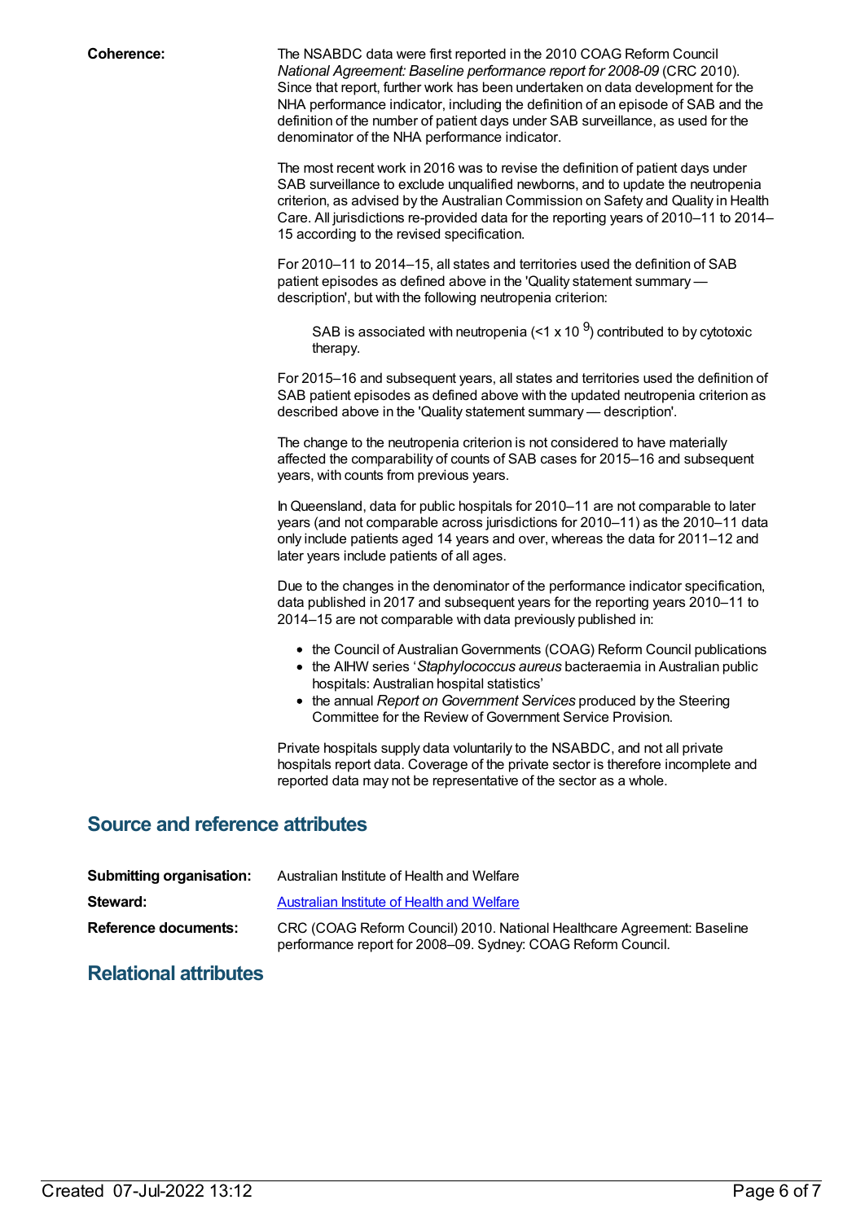**Coherence:** The NSABDC data were first reported in the 2010 COAG Reform Council *National Agreement: Baseline performance report for 2008-09* (CRC 2010). Since that report, further work has been undertaken on data development for the NHA performance indicator, including the definition of an episode of SAB and the definition of the number of patient days under SAB surveillance, as used for the denominator of the NHA performance indicator.

The most recent work in 2016 was to revise the definition of patient days under SAB surveillance to exclude unqualified newborns, and to update the neutropenia criterion, as advised by the Australian Commission on Safety and Quality in Health Care. All jurisdictions re-provided data for the reporting years of 2010–11 to 2014–15 according to the revised specification.

For 2010–11 to 2014–15, all states and territories used the definition of SAB patient episodes as defined above in the 'Quality statement summary — description', but with the following neutropenia criterion:

> SAB is associated with neutropenia ($<1 \times 10^{9}$) contributed to by cytotoxic therapy.

For 2015–16 and subsequent years, all states and territories used the definition of SAB patient episodes as defined above with the updated neutropenia criterion as described above in the 'Quality statement summary — description'.

The change to the neutropenia criterion is not considered to have materially affected the comparability of counts of SAB cases for 2015–16 and subsequent years, with counts from previous years.

In Queensland, data for public hospitals for 2010–11 are not comparable to later years (and not comparable across jurisdictions for 2010–11) as the 2010–11 data only include patients aged 14 years and over, whereas the data for 2011–12 and later years include patients of all ages.

Due to the changes in the denominator of the performance indicator specification, data published in 2017 and subsequent years for the reporting years 2010–11 to 2014–15 are not comparable with data previously published in:

- the Council of Australian Governments (COAG) Reform Council publications
- the AIHW series '*Staphylococcus aureus* bacteraemia in Australian public hospitals: Australian hospital statistics'
- the annual *Report on Government Services* produced by the Steering Committee for the Review of Government Service Provision.

Private hospitals supply data voluntarily to the NSABDC, and not all private hospitals report data. Coverage of the private sector is therefore incomplete and reported data may not be representative of the sector as a whole.

## Source and reference attributes

**Submitting organisation:** Australian Institute of Health and Welfare

**Steward:** Australian Institute of Health and Welfare

**Reference documents:** CRC (COAG Reform Council) 2010. National Healthcare Agreement: Baseline performance report for 2008–09. Sydney: COAG Reform Council.

## Relational attributes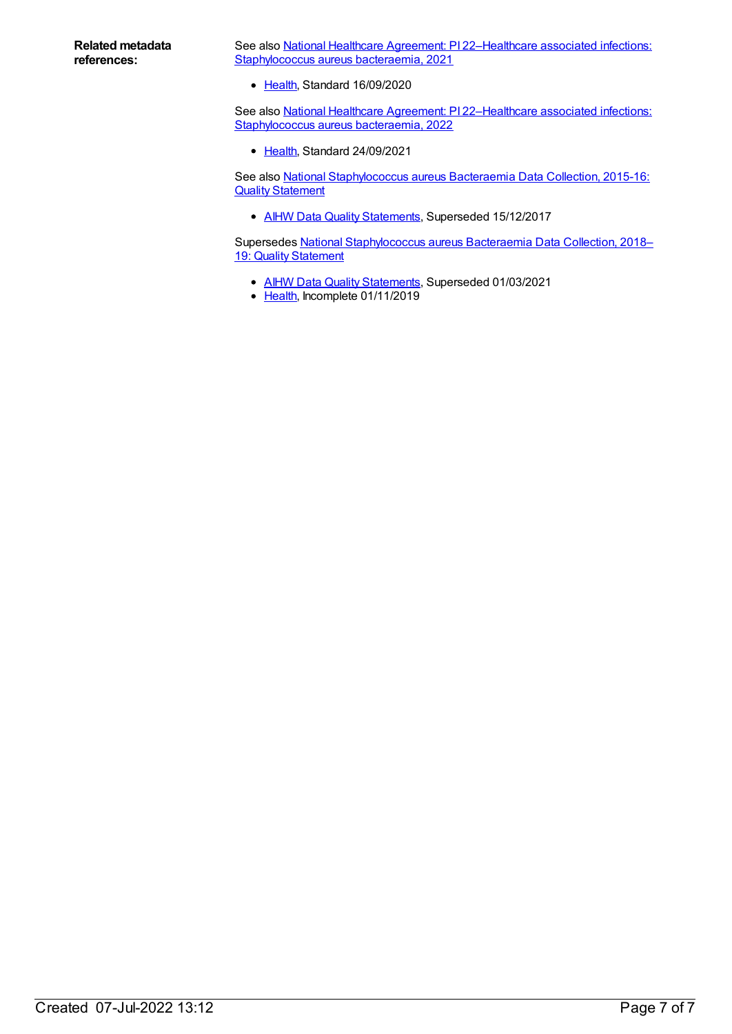**Related metadata references:**

See also National Healthcare Agreement: PI 22–Healthcare associated infections: Staphylococcus aureus bacteraemia, 2021

- Health, Standard 16/09/2020

See also National Healthcare Agreement: PI 22–Healthcare associated infections: Staphylococcus aureus bacteraemia, 2022

- Health, Standard 24/09/2021

See also National Staphylococcus aureus Bacteraemia Data Collection, 2015-16: Quality Statement

- AIHW Data Quality Statements, Superseded 15/12/2017

Supersedes National Staphylococcus aureus Bacteraemia Data Collection, 2018–19: Quality Statement

- AIHW Data Quality Statements, Superseded 01/03/2021
- Health, Incomplete 01/11/2019